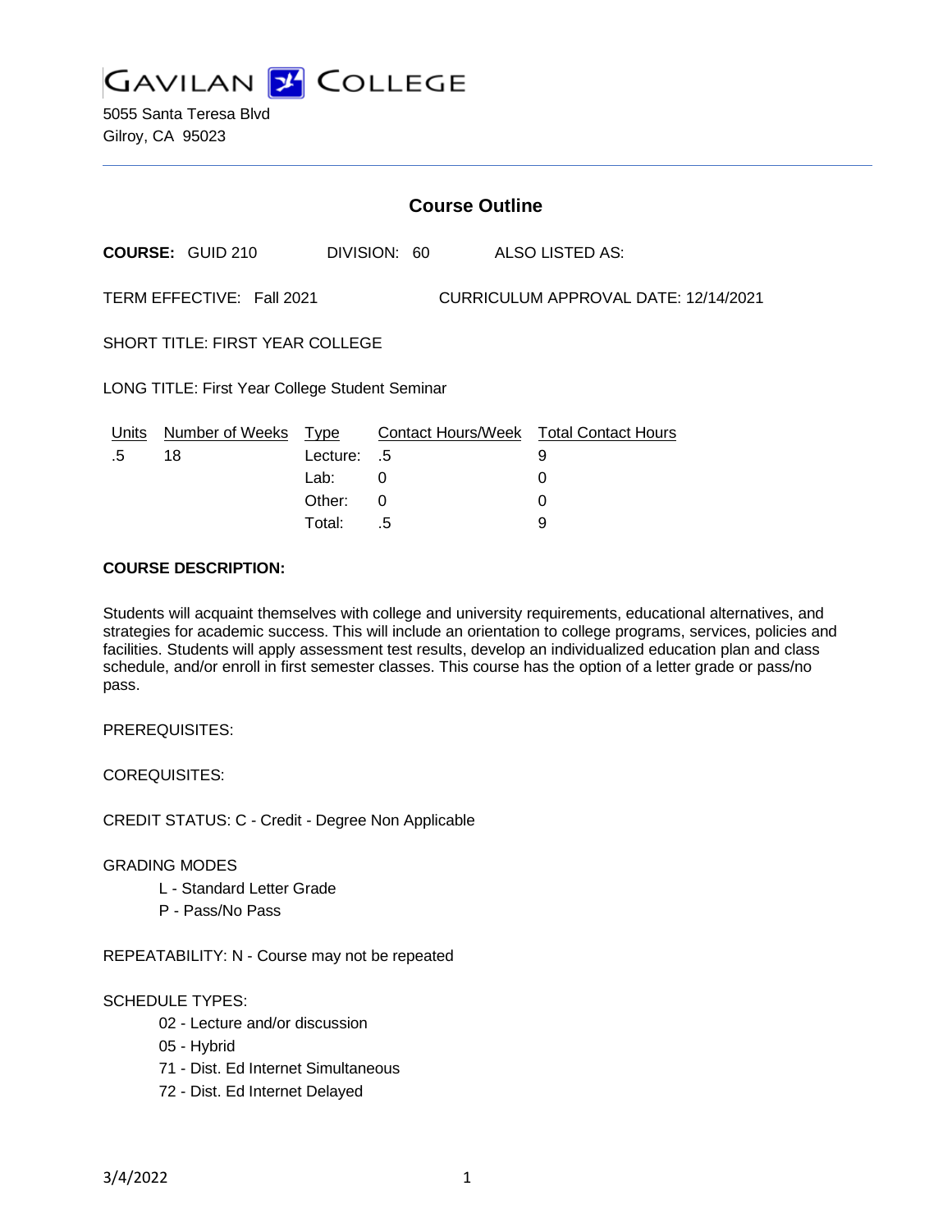GAVILAN COLLEGE

5055 Santa Teresa Blvd
Gilroy, CA 95023

## Course Outline

**COURSE:** GUID 210 DIVISION: 60 ALSO LISTED AS:

TERM EFFECTIVE: Fall 2021 CURRICULUM APPROVAL DATE: 12/14/2021

SHORT TITLE: FIRST YEAR COLLEGE

LONG TITLE: First Year College Student Seminar

| Units | Number of Weeks | Type | Contact Hours/Week | Total Contact Hours |
|---|---|---|---|---|
| .5 | 18 | Lecture: | .5 | 9 |
| | | Lab: | 0 | 0 |
| | | Other: | 0 | 0 |
| | | Total: | .5 | 9 |

**COURSE DESCRIPTION:**

Students will acquaint themselves with college and university requirements, educational alternatives, and strategies for academic success. This will include an orientation to college programs, services, policies and facilities. Students will apply assessment test results, develop an individualized education plan and class schedule, and/or enroll in first semester classes. This course has the option of a letter grade or pass/no pass.

PREREQUISITES:

COREQUISITES:

CREDIT STATUS: C - Credit - Degree Non Applicable

GRADING MODES

- L - Standard Letter Grade
- P - Pass/No Pass

REPEATABILITY: N - Course may not be repeated

SCHEDULE TYPES:

- 02 - Lecture and/or discussion
- 05 - Hybrid
- 71 - Dist. Ed Internet Simultaneous
- 72 - Dist. Ed Internet Delayed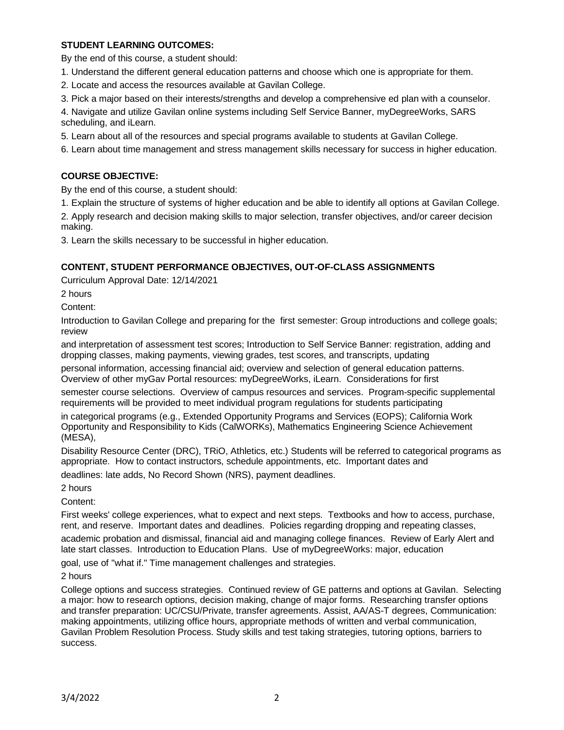**STUDENT LEARNING OUTCOMES:**

By the end of this course, a student should:

1. Understand the different general education patterns and choose which one is appropriate for them.
2. Locate and access the resources available at Gavilan College.
3. Pick a major based on their interests/strengths and develop a comprehensive ed plan with a counselor.
4. Navigate and utilize Gavilan online systems including Self Service Banner, myDegreeWorks, SARS scheduling, and iLearn.
5. Learn about all of the resources and special programs available to students at Gavilan College.
6. Learn about time management and stress management skills necessary for success in higher education.

**COURSE OBJECTIVE:**

By the end of this course, a student should:

1. Explain the structure of systems of higher education and be able to identify all options at Gavilan College.
2. Apply research and decision making skills to major selection, transfer objectives, and/or career decision making.
3. Learn the skills necessary to be successful in higher education.

**CONTENT, STUDENT PERFORMANCE OBJECTIVES, OUT-OF-CLASS ASSIGNMENTS**

Curriculum Approval Date: 12/14/2021

2 hours

Content:

Introduction to Gavilan College and preparing for the first semester: Group introductions and college goals; review and interpretation of assessment test scores; Introduction to Self Service Banner: registration, adding and dropping classes, making payments, viewing grades, test scores, and transcripts, updating personal information, accessing financial aid; overview and selection of general education patterns. Overview of other myGav Portal resources: myDegreeWorks, iLearn. Considerations for first semester course selections. Overview of campus resources and services. Program-specific supplemental requirements will be provided to meet individual program regulations for students participating in categorical programs (e.g., Extended Opportunity Programs and Services (EOPS); California Work Opportunity and Responsibility to Kids (CalWORKs), Mathematics Engineering Science Achievement (MESA), Disability Resource Center (DRC), TRiO, Athletics, etc.) Students will be referred to categorical programs as appropriate. How to contact instructors, schedule appointments, etc. Important dates and deadlines: late adds, No Record Shown (NRS), payment deadlines.

2 hours

Content:

First weeks' college experiences, what to expect and next steps. Textbooks and how to access, purchase, rent, and reserve. Important dates and deadlines. Policies regarding dropping and repeating classes, academic probation and dismissal, financial aid and managing college finances. Review of Early Alert and late start classes. Introduction to Education Plans. Use of myDegreeWorks: major, education goal, use of "what if." Time management challenges and strategies.

2 hours

College options and success strategies. Continued review of GE patterns and options at Gavilan. Selecting a major: how to research options, decision making, change of major forms. Researching transfer options and transfer preparation: UC/CSU/Private, transfer agreements. Assist, AA/AS-T degrees, Communication: making appointments, utilizing office hours, appropriate methods of written and verbal communication, Gavilan Problem Resolution Process. Study skills and test taking strategies, tutoring options, barriers to success.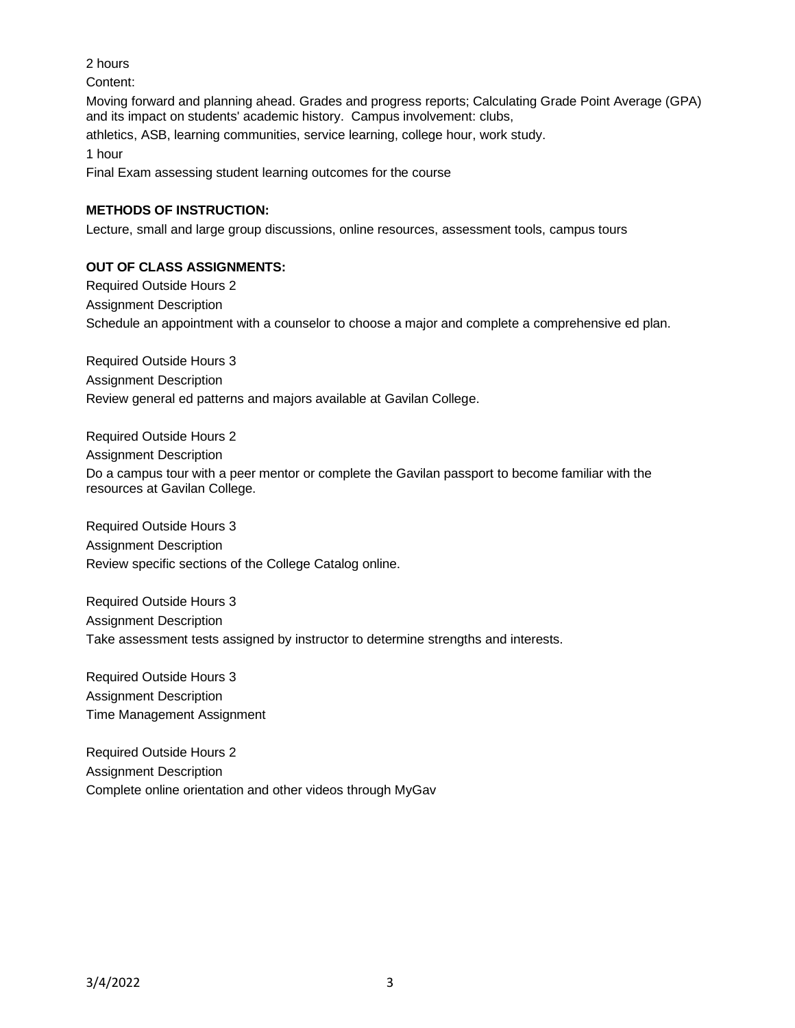2 hours

Content:

Moving forward and planning ahead. Grades and progress reports; Calculating Grade Point Average (GPA) and its impact on students' academic history. Campus involvement: clubs,

athletics, ASB, learning communities, service learning, college hour, work study.

1 hour

Final Exam assessing student learning outcomes for the course

**METHODS OF INSTRUCTION:**

Lecture, small and large group discussions, online resources, assessment tools, campus tours

**OUT OF CLASS ASSIGNMENTS:**

Required Outside Hours 2

Assignment Description

Schedule an appointment with a counselor to choose a major and complete a comprehensive ed plan.

Required Outside Hours 3

Assignment Description

Review general ed patterns and majors available at Gavilan College.

Required Outside Hours 2

Assignment Description

Do a campus tour with a peer mentor or complete the Gavilan passport to become familiar with the resources at Gavilan College.

Required Outside Hours 3

Assignment Description

Review specific sections of the College Catalog online.

Required Outside Hours 3

Assignment Description

Take assessment tests assigned by instructor to determine strengths and interests.

Required Outside Hours 3

Assignment Description

Time Management Assignment

Required Outside Hours 2

Assignment Description

Complete online orientation and other videos through MyGav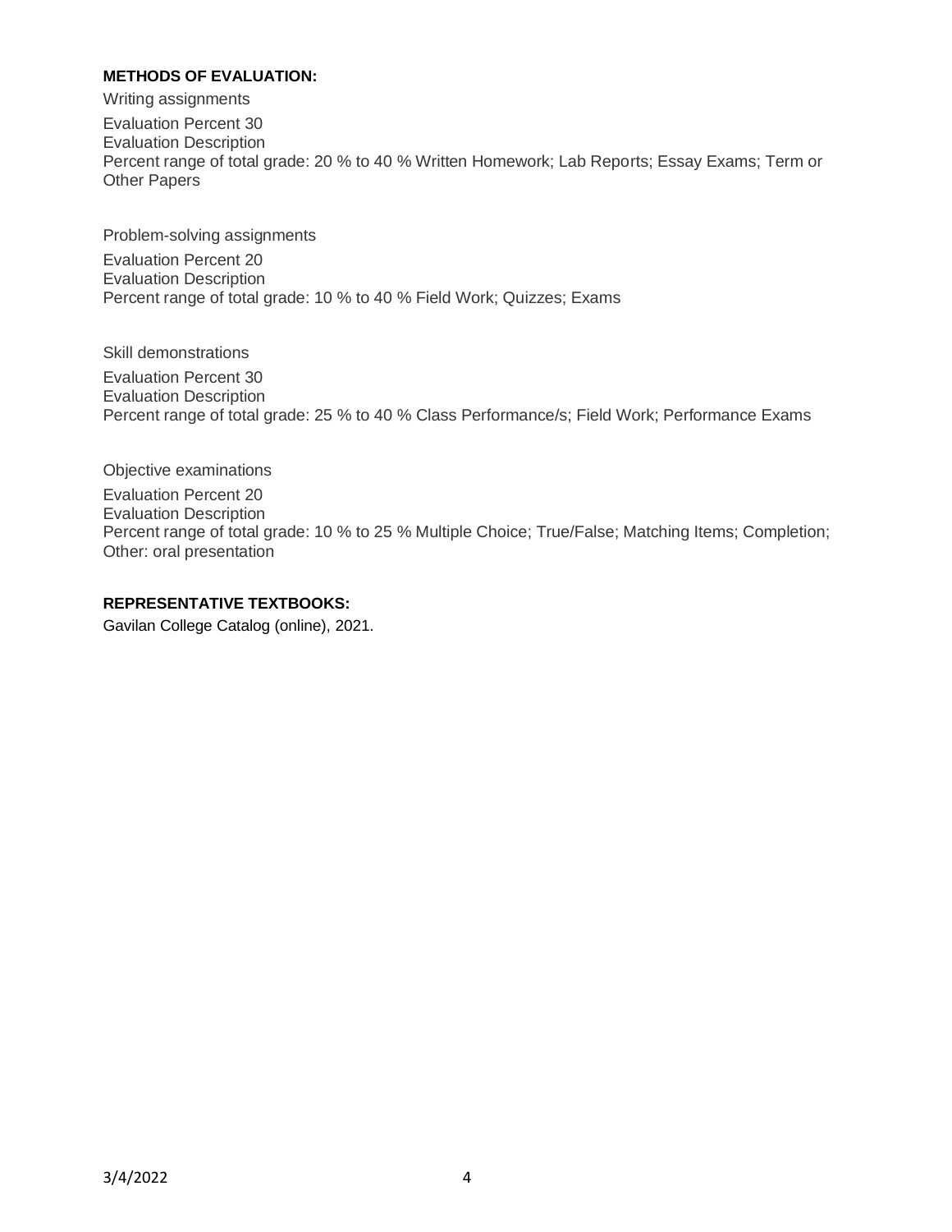**METHODS OF EVALUATION:**

Writing assignments

Evaluation Percent 30
Evaluation Description
Percent range of total grade: 20 % to 40 % Written Homework; Lab Reports; Essay Exams; Term or Other Papers

Problem-solving assignments

Evaluation Percent 20
Evaluation Description
Percent range of total grade: 10 % to 40 % Field Work; Quizzes; Exams

Skill demonstrations

Evaluation Percent 30
Evaluation Description
Percent range of total grade: 25 % to 40 % Class Performance/s; Field Work; Performance Exams

Objective examinations

Evaluation Percent 20
Evaluation Description
Percent range of total grade: 10 % to 25 % Multiple Choice; True/False; Matching Items; Completion; Other: oral presentation

**REPRESENTATIVE TEXTBOOKS:**

Gavilan College Catalog (online), 2021.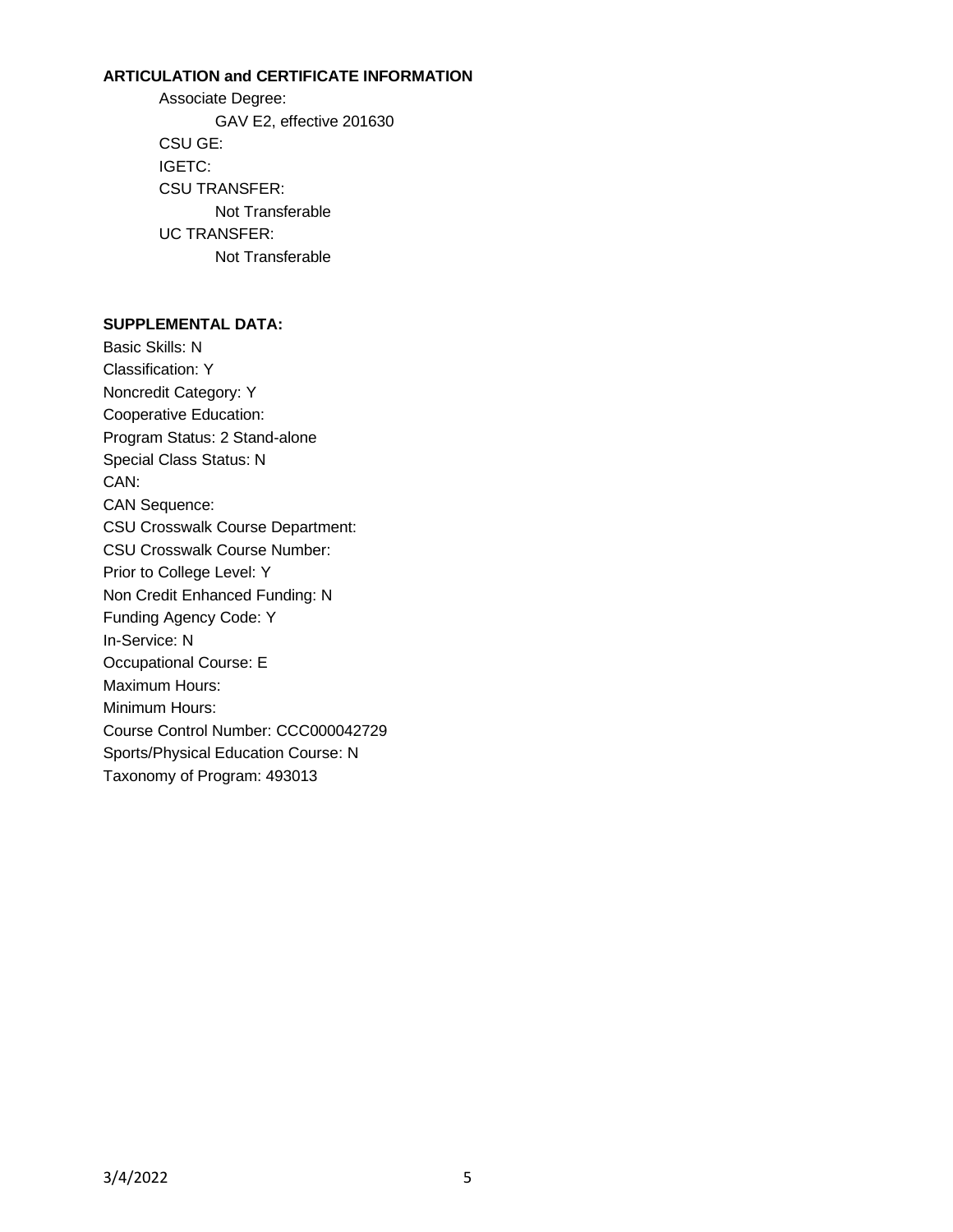**ARTICULATION and CERTIFICATE INFORMATION**

Associate Degree:

GAV E2, effective 201630

CSU GE:

IGETC:

CSU TRANSFER:

Not Transferable

UC TRANSFER:

Not Transferable

**SUPPLEMENTAL DATA:**

Basic Skills: N
Classification: Y
Noncredit Category: Y
Cooperative Education:
Program Status: 2 Stand-alone
Special Class Status: N
CAN:
CAN Sequence:
CSU Crosswalk Course Department:
CSU Crosswalk Course Number:
Prior to College Level: Y
Non Credit Enhanced Funding: N
Funding Agency Code: Y
In-Service: N
Occupational Course: E
Maximum Hours:
Minimum Hours:
Course Control Number: CCC000042729
Sports/Physical Education Course: N
Taxonomy of Program: 493013